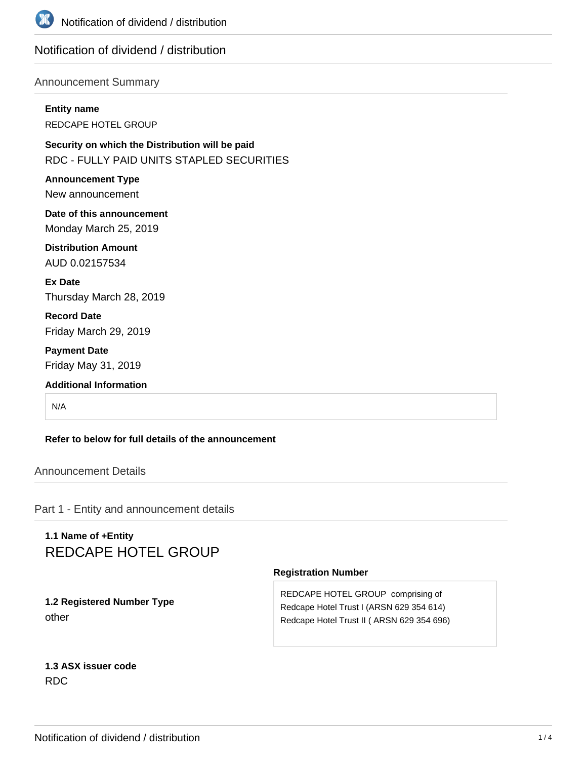# Notification of dividend / distribution

## Announcement Summary

**Entity name**

REDCAPE HOTEL GROUP

**Security on which the Distribution will be paid**

RDC - FULLY PAID UNITS STAPLED SECURITIES

**Announcement Type**

New announcement

**Date of this announcement**

Monday March 25, 2019

**Distribution Amount**

AUD 0.02157534

**Ex Date**

Thursday March 28, 2019

**Record Date**

Friday March 29, 2019

**Payment Date**

Friday May 31, 2019

**Additional Information**

N/A

**Refer to below for full details of the announcement**

## Announcement Details

### Part 1 - Entity and announcement details

**1.1 Name of +Entity**

REDCAPE HOTEL GROUP

**1.2 Registered Number Type**

other

**Registration Number**

REDCAPE HOTEL GROUP comprising of
Redcape Hotel Trust I (ARSN 629 354 614)
Redcape Hotel Trust II ( ARSN 629 354 696)

**1.3 ASX issuer code**

RDC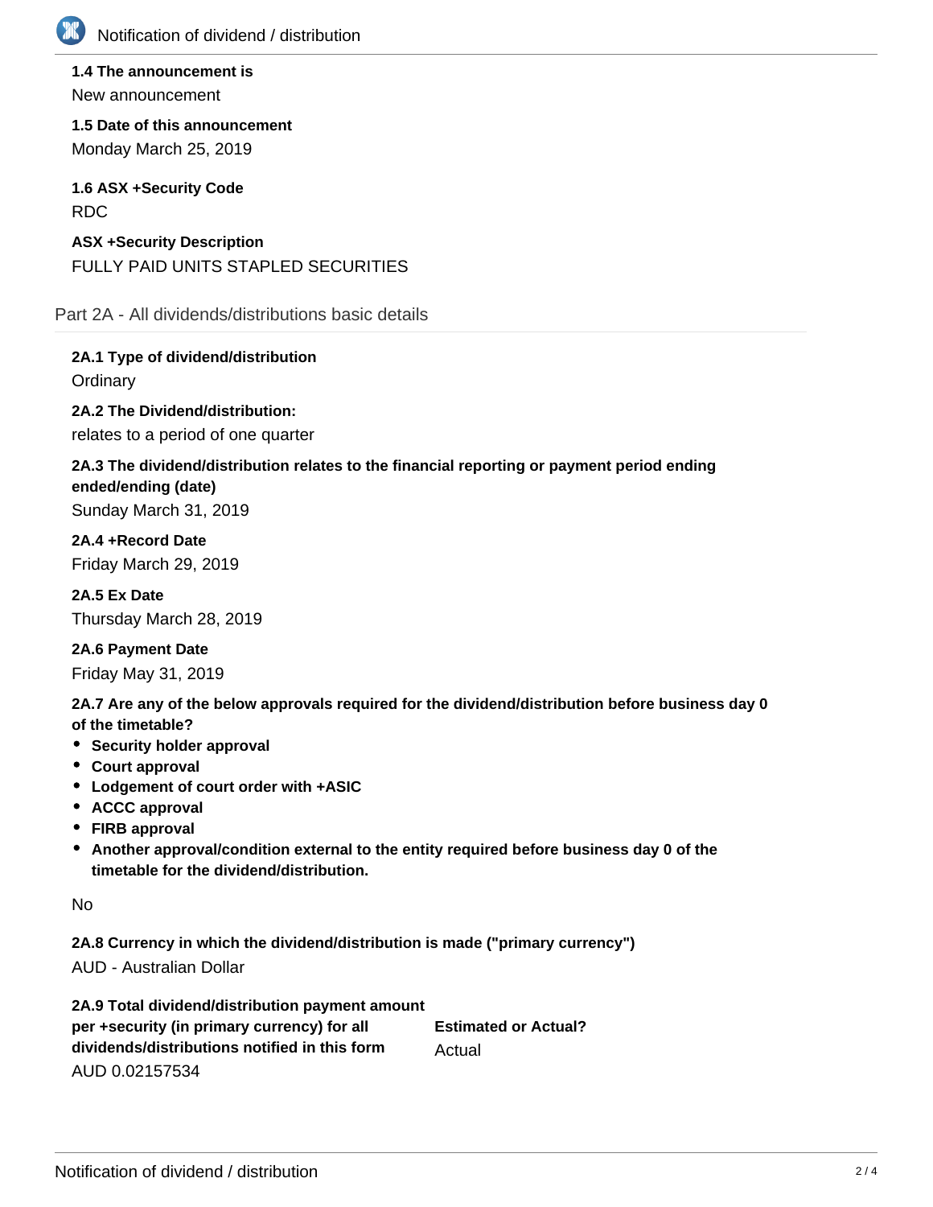**1.4 The announcement is**

New announcement

**1.5 Date of this announcement**

Monday March 25, 2019

**1.6 ASX +Security Code**

RDC

**ASX +Security Description**

FULLY PAID UNITS STAPLED SECURITIES

## Part 2A - All dividends/distributions basic details

**2A.1 Type of dividend/distribution**

Ordinary

**2A.2 The Dividend/distribution:**

relates to a period of one quarter

**2A.3 The dividend/distribution relates to the financial reporting or payment period ending ended/ending (date)**

Sunday March 31, 2019

**2A.4 +Record Date**

Friday March 29, 2019

**2A.5 Ex Date**

Thursday March 28, 2019

**2A.6 Payment Date**

Friday May 31, 2019

**2A.7 Are any of the below approvals required for the dividend/distribution before business day 0 of the timetable?**

- **Security holder approval**
- **Court approval**
- **Lodgement of court order with +ASIC**
- **ACCC approval**
- **FIRB approval**
- **Another approval/condition external to the entity required before business day 0 of the timetable for the dividend/distribution.**

No

**2A.8 Currency in which the dividend/distribution is made ("primary currency")**

AUD - Australian Dollar

**2A.9 Total dividend/distribution payment amount per +security (in primary currency) for all dividends/distributions notified in this form**

AUD 0.02157534

**Estimated or Actual?**

Actual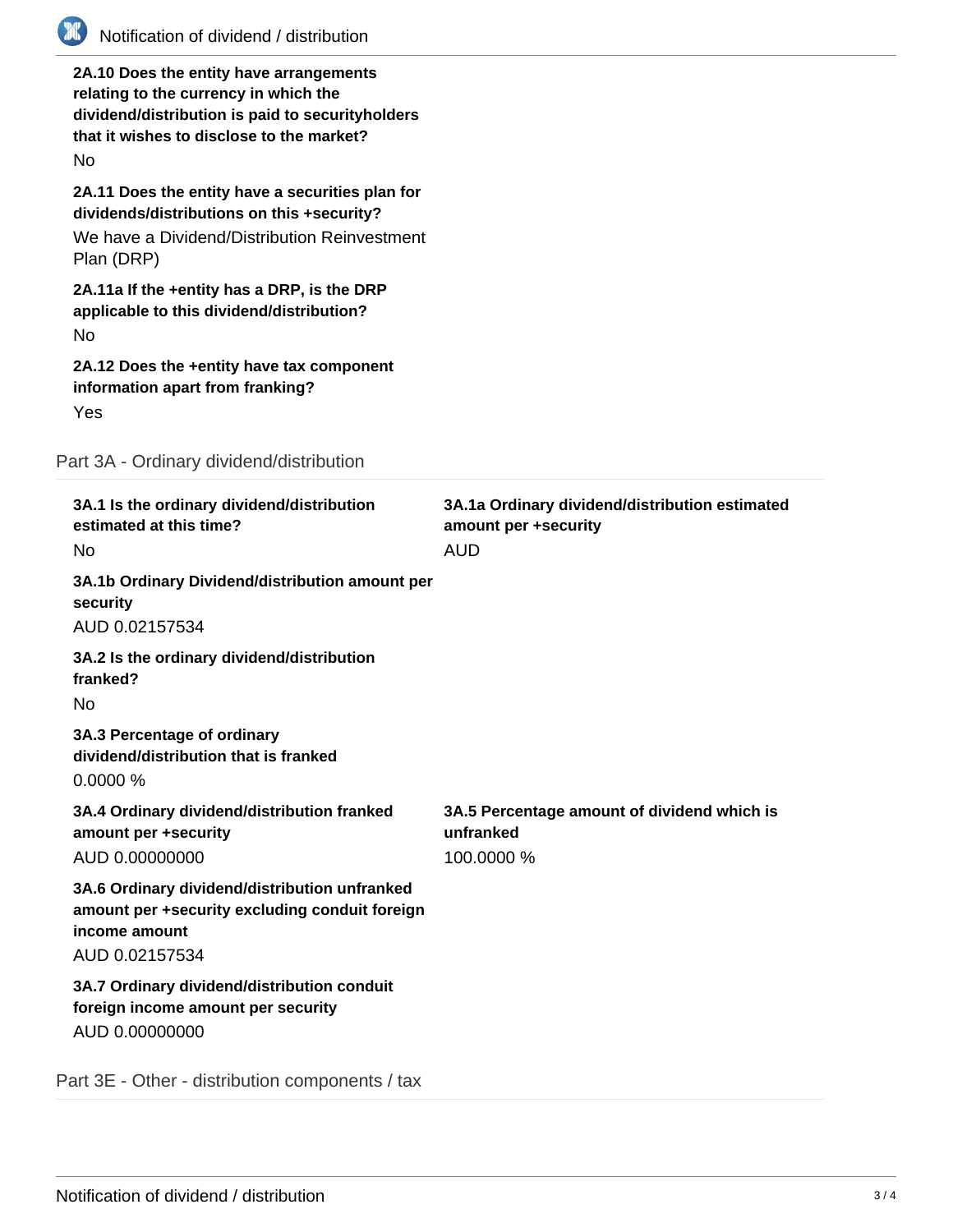**2A.10 Does the entity have arrangements relating to the currency in which the dividend/distribution is paid to securityholders that it wishes to disclose to the market?**

No

**2A.11 Does the entity have a securities plan for dividends/distributions on this +security?**

We have a Dividend/Distribution Reinvestment Plan (DRP)

**2A.11a If the +entity has a DRP, is the DRP applicable to this dividend/distribution?**

No

**2A.12 Does the +entity have tax component information apart from franking?**

Yes

## Part 3A - Ordinary dividend/distribution

**3A.1 Is the ordinary dividend/distribution estimated at this time?**

No

**3A.1a Ordinary dividend/distribution estimated amount per +security**

AUD

**3A.1b Ordinary Dividend/distribution amount per security**

AUD 0.02157534

**3A.2 Is the ordinary dividend/distribution franked?**

No

**3A.3 Percentage of ordinary dividend/distribution that is franked**

0.0000 %

**3A.4 Ordinary dividend/distribution franked amount per +security**

AUD 0.00000000

**3A.5 Percentage amount of dividend which is unfranked**

100.0000 %

**3A.6 Ordinary dividend/distribution unfranked amount per +security excluding conduit foreign income amount**

AUD 0.02157534

**3A.7 Ordinary dividend/distribution conduit foreign income amount per security**

AUD 0.00000000

## Part 3E - Other - distribution components / tax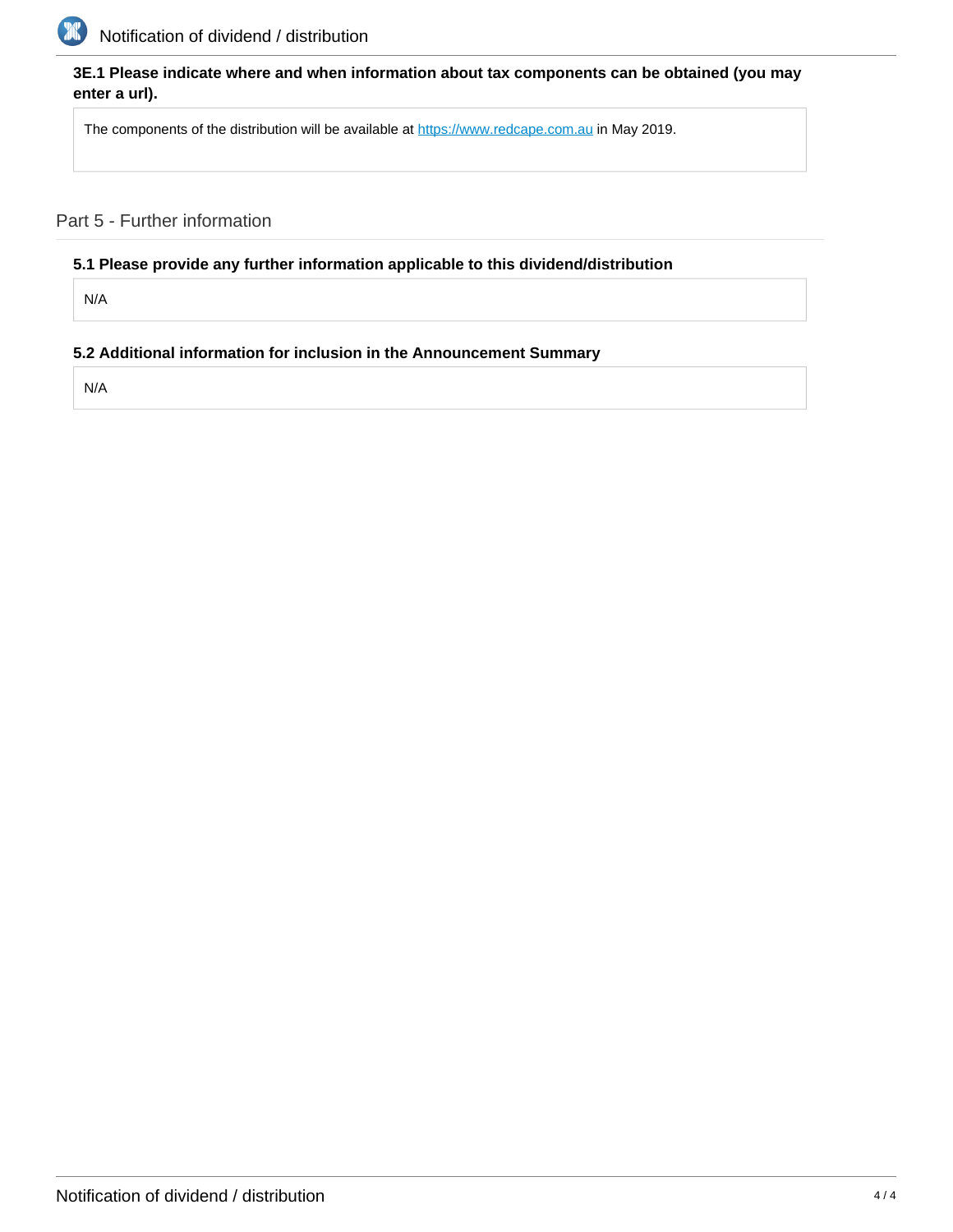**3E.1 Please indicate where and when information about tax components can be obtained (you may enter a url).**

The components of the distribution will be available at https://www.redcape.com.au in May 2019.

## Part 5 - Further information

**5.1 Please provide any further information applicable to this dividend/distribution**

N/A

**5.2 Additional information for inclusion in the Announcement Summary**

N/A